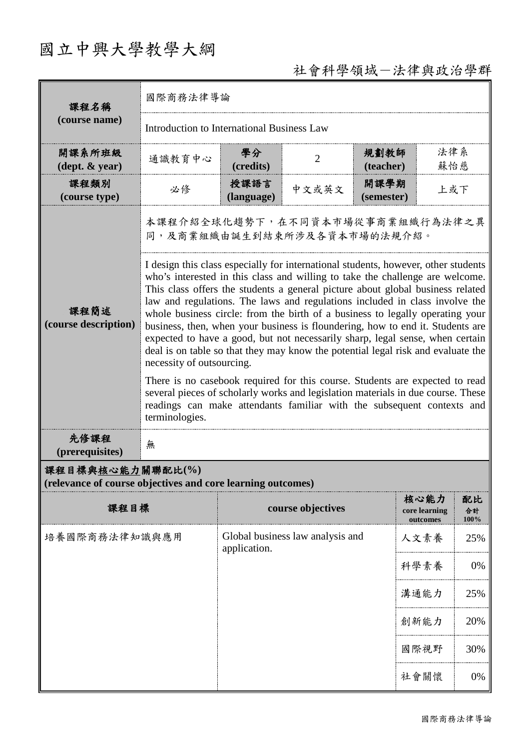# 國立中興大學教學大綱

## 社會科學領域－法律與政治學群

| 課程名稱 (course name) | 國際商務法律導論 | | | | |
|---|---|---|---|---|---|
| | Introduction to International Business Law | | | | |
| 開課系所班級 (dept. & year) | 通識教育中心 | 學分 (credits) | 2 | 規劃教師 (teacher) | 法律系 蘇怡慈 |
| 課程類別 (course type) | 必修 | 授課語言 (language) | 中文或英文 | 開課學期 (semester) | 上或下 |
| 課程簡述 (course description) | 本課程介紹全球化趨勢下，在不同資本市場從事商業組織行為法律之異同，及商業組織由誕生到結束所涉及各資本市場的法規介紹。 | | | | |
| | I design this class especially for international students, however, other students who's interested in this class and willing to take the challenge are welcome. This class offers the students a general picture about global business related law and regulations. The laws and regulations included in class involve the whole business circle: from the birth of a business to legally operating your business, then, when your business is floundering, how to end it. Students are expected to have a good, but not necessarily sharp, legal sense, when certain deal is on table so that they may know the potential legal risk and evaluate the necessity of outsourcing.<br><br>There is no casebook required for this course. Students are expected to read several pieces of scholarly works and legislation materials in due course. These readings can make attendants familiar with the subsequent contexts and terminologies. | | | | |
| 先修課程 (prerequisites) | 無 | | | | |

**課程目標與核心能力關聯配比(%) (relevance of course objectives and core learning outcomes)**

| 課程目標 | course objectives | 核心能力 core learning outcomes | 配比 合計 100% |
|---|---|---|---|
| 培養國際商務法律知識與應用 | Global business law analysis and application. | 人文素養 | 25% |
| | | 科學素養 | 0% |
| | | 溝通能力 | 25% |
| | | 創新能力 | 20% |
| | | 國際視野 | 30% |
| | | 社會關懷 | 0% |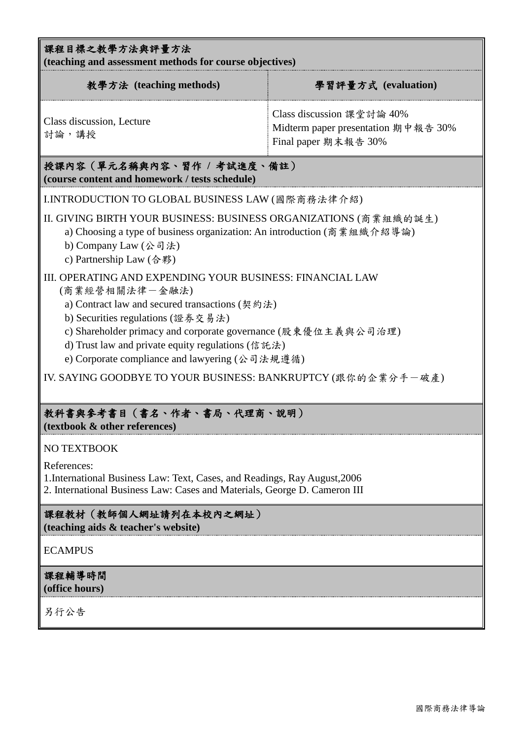## 課程目標之教學方法與評量方法
**(teaching and assessment methods for course objectives)**

| 教學方法 (teaching methods) | 學習評量方式 (evaluation) |
|---|---|
| Class discussion, Lecture<br>討論，講授 | Class discussion 課堂討論 40%<br>Midterm paper presentation 期中報告 30%<br>Final paper 期末報告 30% |

## 授課內容（單元名稱與內容、習作 / 考試進度、備註）
**(course content and homework / tests schedule)**

I.INTRODUCTION TO GLOBAL BUSINESS LAW (國際商務法律介紹)

II. GIVING BIRTH YOUR BUSINESS: BUSINESS ORGANIZATIONS (商業組織的誕生)
- a) Choosing a type of business organization: An introduction (商業組織介紹導論)
- b) Company Law (公司法)
- c) Partnership Law (合夥)

III. OPERATING AND EXPENDING YOUR BUSINESS: FINANCIAL LAW (商業經營相關法律－金融法)
- a) Contract law and secured transactions (契約法)
- b) Securities regulations (證券交易法)
- c) Shareholder primacy and corporate governance (股東優位主義與公司治理)
- d) Trust law and private equity regulations (信託法)
- e) Corporate compliance and lawyering (公司法規遵循)

IV. SAYING GOODBYE TO YOUR BUSINESS: BANKRUPTCY (跟你的企業分手－破產)

## 教科書與參考書目（書名、作者、書局、代理商、說明）
**(textbook & other references)**

NO TEXTBOOK

References:
1.International Business Law: Text, Cases, and Readings, Ray August,2006
2. International Business Law: Cases and Materials, George D. Cameron III

## 課程教材（教師個人網址請列在本校內之網址）
**(teaching aids & teacher's website)**

ECAMPUS

## 課程輔導時間
**(office hours)**

另行公告